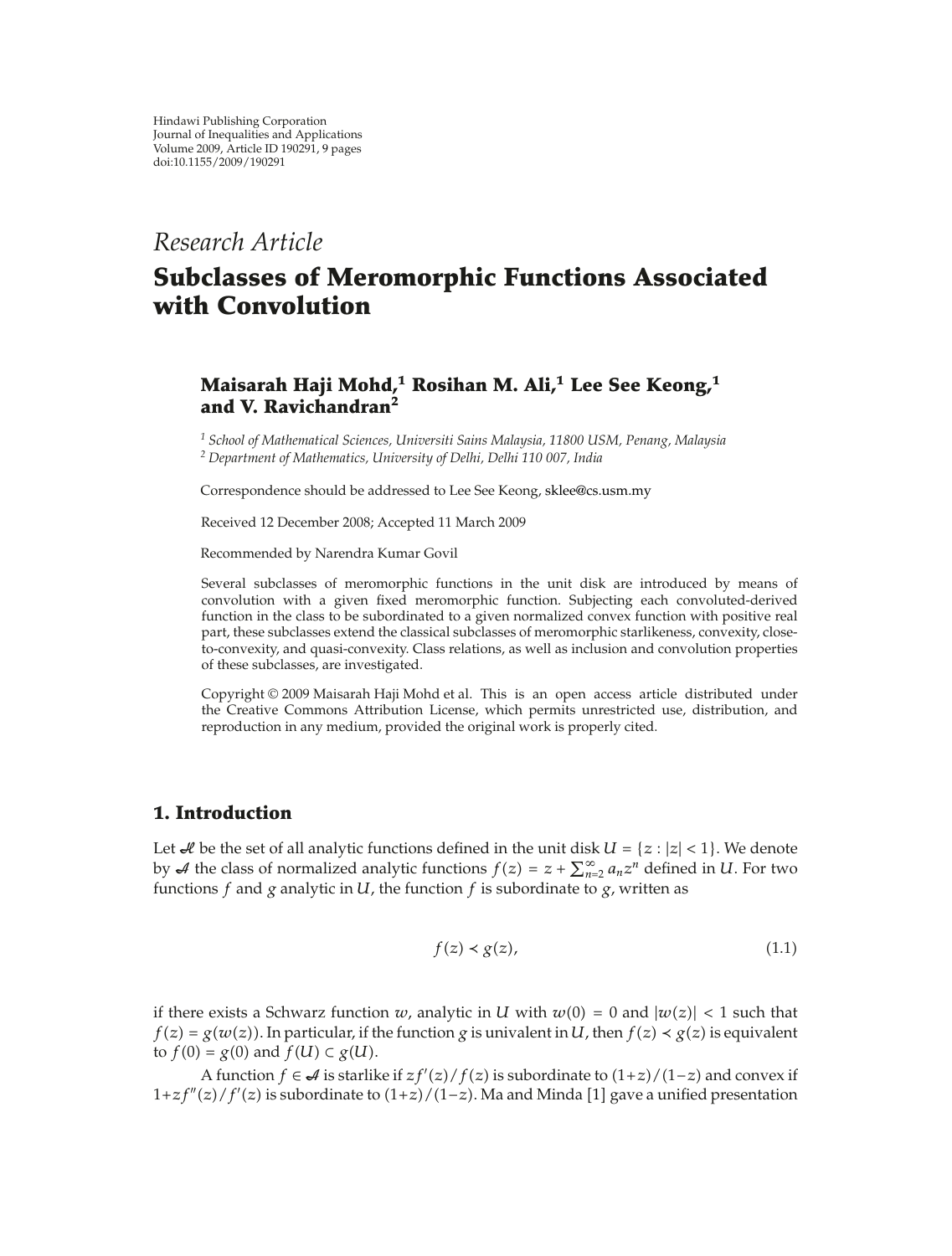Hindawi Publishing Corporation
Journal of Inequalities and Applications
Volume 2009, Article ID 190291, 9 pages
doi:10.1155/2009/190291

*Research Article*

# Subclasses of Meromorphic Functions Associated with Convolution

**Maisarah Haji Mohd,[1] Rosihan M. Ali,[1] Lee See Keong,[1] and V. Ravichandran[2]**

[1] *School of Mathematical Sciences, Universiti Sains Malaysia, 11800 USM, Penang, Malaysia*
[2] *Department of Mathematics, University of Delhi, Delhi 110 007, India*

Correspondence should be addressed to Lee See Keong, sklee@cs.usm.my

Received 12 December 2008; Accepted 11 March 2009

Recommended by Narendra Kumar Govil

Several subclasses of meromorphic functions in the unit disk are introduced by means of convolution with a given fixed meromorphic function. Subjecting each convoluted-derived function in the class to be subordinated to a given normalized convex function with positive real part, these subclasses extend the classical subclasses of meromorphic starlikeness, convexity, close-to-convexity, and quasi-convexity. Class relations, as well as inclusion and convolution properties of these subclasses, are investigated.

Copyright © 2009 Maisarah Haji Mohd et al. This is an open access article distributed under the Creative Commons Attribution License, which permits unrestricted use, distribution, and reproduction in any medium, provided the original work is properly cited.

## 1. Introduction

Let $\mathcal{H}$ be the set of all analytic functions defined in the unit disk $U = \{z : |z| < 1\}$. We denote by $\mathcal{A}$ the class of normalized analytic functions $f(z) = z + \sum_{n=2}^{\infty} a_n z^n$ defined in $U$. For two functions $f$ and $g$ analytic in $U$, the function $f$ is subordinate to $g$, written as

$$f(z) \prec g(z), \tag{1.1}$$

if there exists a Schwarz function $w$, analytic in $U$ with $w(0) = 0$ and $|w(z)| < 1$ such that $f(z) = g(w(z))$. In particular, if the function $g$ is univalent in $U$, then $f(z) \prec g(z)$ is equivalent to $f(0) = g(0)$ and $f(U) \subset g(U)$.

A function $f \in \mathcal{A}$ is starlike if $zf'(z)/f(z)$ is subordinate to $(1+z)/(1-z)$ and convex if $1+zf''(z)/f'(z)$ is subordinate to $(1+z)/(1-z)$. Ma and Minda [1] gave a unified presentation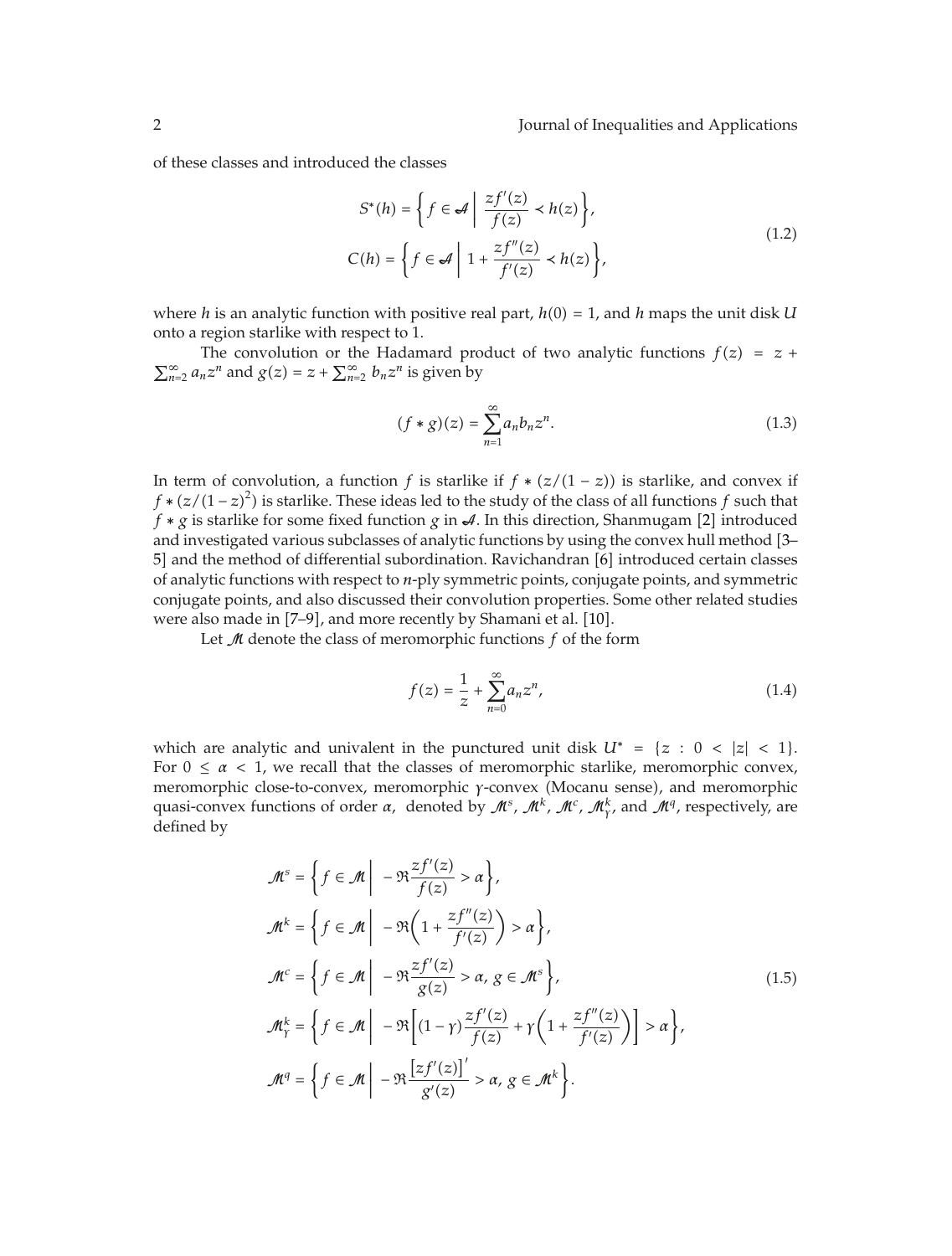of these classes and introduced the classes

$$S^*(h) = \left\{ f \in \mathcal{A} \;\middle|\; \frac{zf'(z)}{f(z)} \prec h(z) \right\},$$
$$C(h) = \left\{ f \in \mathcal{A} \;\middle|\; 1 + \frac{zf''(z)}{f'(z)} \prec h(z) \right\}, \tag{1.2}$$

where $h$ is an analytic function with positive real part, $h(0) = 1$, and $h$ maps the unit disk $U$ onto a region starlike with respect to 1.

The convolution or the Hadamard product of two analytic functions $f(z) = z + \sum_{n=2}^{\infty} a_n z^n$ and $g(z) = z + \sum_{n=2}^{\infty} b_n z^n$ is given by

$$(f * g)(z) = \sum_{n=1}^{\infty} a_n b_n z^n. \tag{1.3}$$

In term of convolution, a function $f$ is starlike if $f * (z/(1-z))$ is starlike, and convex if $f * (z/(1-z)^2)$ is starlike. These ideas led to the study of the class of all functions $f$ such that $f * g$ is starlike for some fixed function $g$ in $\mathcal{A}$. In this direction, Shanmugam [2] introduced and investigated various subclasses of analytic functions by using the convex hull method [3–5] and the method of differential subordination. Ravichandran [6] introduced certain classes of analytic functions with respect to $n$-ply symmetric points, conjugate points, and symmetric conjugate points, and also discussed their convolution properties. Some other related studies were also made in [7–9], and more recently by Shamani et al. [10].

Let $\mathcal{M}$ denote the class of meromorphic functions $f$ of the form

$$f(z) = \frac{1}{z} + \sum_{n=0}^{\infty} a_n z^n, \tag{1.4}$$

which are analytic and univalent in the punctured unit disk $U^* = \{z : 0 < |z| < 1\}$. For $0 \leq \alpha < 1$, we recall that the classes of meromorphic starlike, meromorphic convex, meromorphic close-to-convex, meromorphic $\gamma$-convex (Mocanu sense), and meromorphic quasi-convex functions of order $\alpha$, denoted by $\mathcal{M}^s$, $\mathcal{M}^k$, $\mathcal{M}^c$, $\mathcal{M}^k_\gamma$, and $\mathcal{M}^q$, respectively, are defined by

$$\mathcal{M}^s = \left\{ f \in \mathcal{M} \;\middle|\; -\Re \frac{zf'(z)}{f(z)} > \alpha \right\},$$
$$\mathcal{M}^k = \left\{ f \in \mathcal{M} \;\middle|\; -\Re \left( 1 + \frac{zf''(z)}{f'(z)} \right) > \alpha \right\},$$
$$\mathcal{M}^c = \left\{ f \in \mathcal{M} \;\middle|\; -\Re \frac{zf'(z)}{g(z)} > \alpha,\ g \in \mathcal{M}^s \right\}, \tag{1.5}$$
$$\mathcal{M}^k_\gamma = \left\{ f \in \mathcal{M} \;\middle|\; -\Re \left[ (1-\gamma)\frac{zf'(z)}{f(z)} + \gamma \left( 1 + \frac{zf''(z)}{f'(z)} \right) \right] > \alpha \right\},$$
$$\mathcal{M}^q = \left\{ f \in \mathcal{M} \;\middle|\; -\Re \frac{\left[zf'(z)\right]'}{g'(z)} > \alpha,\ g \in \mathcal{M}^k \right\}.$$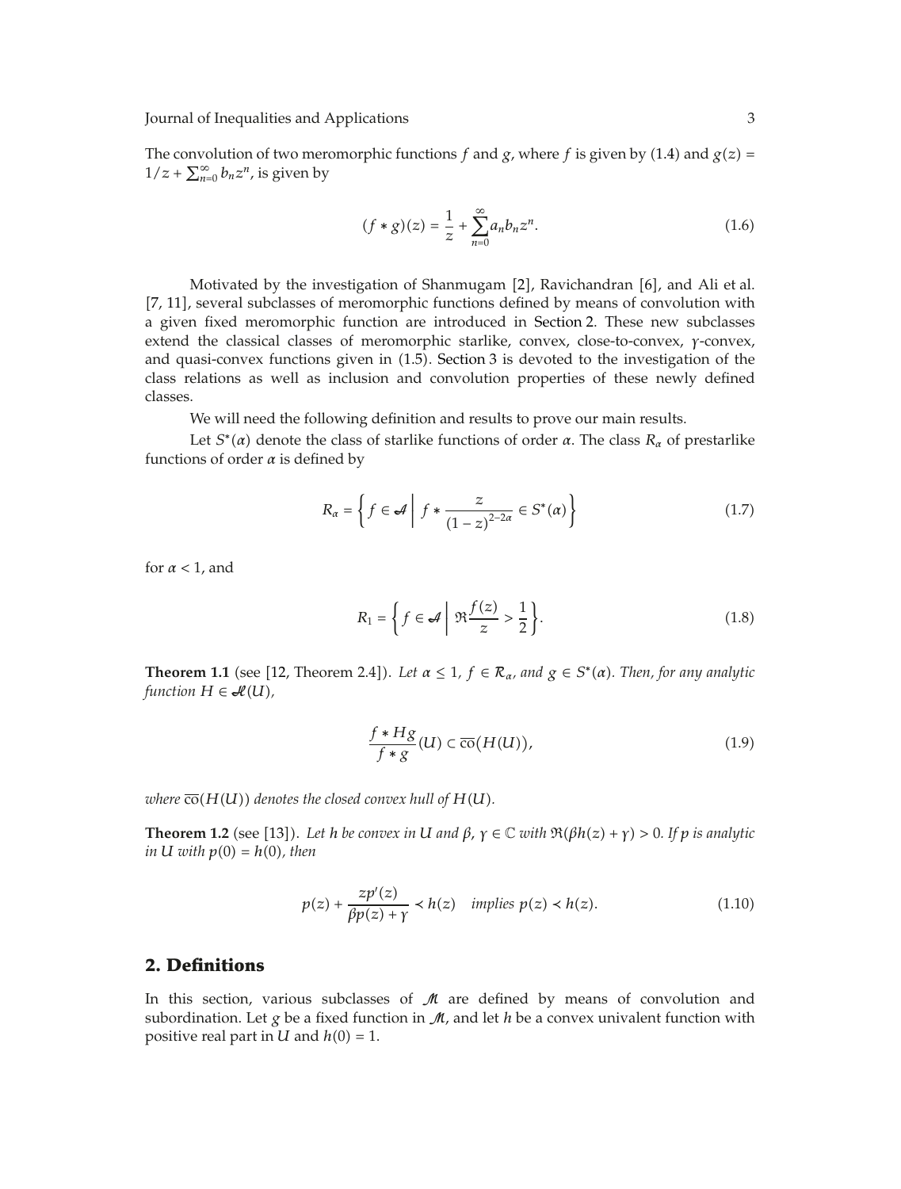The convolution of two meromorphic functions $f$ and $g$, where $f$ is given by (1.4) and $g(z) = 1/z + \sum_{n=0}^{\infty} b_n z^n$, is given by

$$(f * g)(z) = \frac{1}{z} + \sum_{n=0}^{\infty} a_n b_n z^n. \tag{1.6}$$

Motivated by the investigation of Shanmugam [2], Ravichandran [6], and Ali et al. [7, 11], several subclasses of meromorphic functions defined by means of convolution with a given fixed meromorphic function are introduced in Section 2. These new subclasses extend the classical classes of meromorphic starlike, convex, close-to-convex, $\gamma$-convex, and quasi-convex functions given in (1.5). Section 3 is devoted to the investigation of the class relations as well as inclusion and convolution properties of these newly defined classes.

We will need the following definition and results to prove our main results.

Let $S^*(\alpha)$ denote the class of starlike functions of order $\alpha$. The class $R_\alpha$ of prestarlike functions of order $\alpha$ is defined by

$$R_\alpha = \left\{ f \in \mathcal{A} \;\middle|\; f * \frac{z}{(1-z)^{2-2\alpha}} \in S^*(\alpha) \right\} \tag{1.7}$$

for $\alpha < 1$, and

$$R_1 = \left\{ f \in \mathcal{A} \;\middle|\; \Re \frac{f(z)}{z} > \frac{1}{2} \right\}. \tag{1.8}$$

**Theorem 1.1** (see [12, Theorem 2.4]). *Let $\alpha \leq 1$, $f \in \mathcal{R}_\alpha$, and $g \in S^*(\alpha)$. Then, for any analytic function $H \in \mathcal{H}(U)$,*

$$\frac{f * Hg}{f * g}(U) \subset \overline{\mathrm{co}}(H(U)), \tag{1.9}$$

*where $\overline{\mathrm{co}}(H(U))$ denotes the closed convex hull of $H(U)$.*

**Theorem 1.2** (see [13]). *Let $h$ be convex in $U$ and $\beta, \gamma \in \mathbb{C}$ with $\Re(\beta h(z) + \gamma) > 0$. If $p$ is analytic in $U$ with $p(0) = h(0)$, then*

$$p(z) + \frac{zp'(z)}{\beta p(z) + \gamma} \prec h(z) \quad \text{implies } p(z) \prec h(z). \tag{1.10}$$

## 2. Definitions

In this section, various subclasses of $\mathcal{M}$ are defined by means of convolution and subordination. Let $g$ be a fixed function in $\mathcal{M}$, and let $h$ be a convex univalent function with positive real part in $U$ and $h(0) = 1$.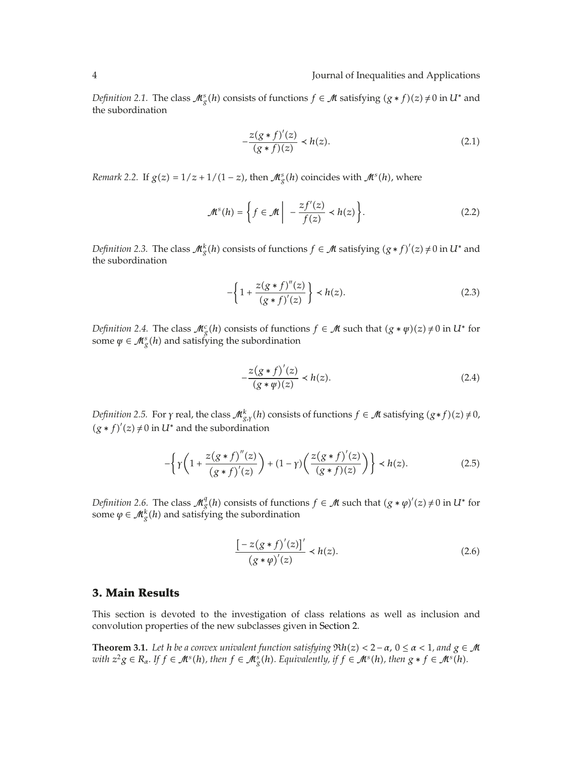*Definition 2.1.* The class $\mathcal{M}_g^s(h)$ consists of functions $f \in \mathcal{M}$ satisfying $(g * f)(z) \neq 0$ in $U^*$ and the subordination

$$-\frac{z(g * f)'(z)}{(g * f)(z)} \prec h(z). \tag{2.1}$$

*Remark 2.2.* If $g(z) = 1/z + 1/(1-z)$, then $\mathcal{M}_g^s(h)$ coincides with $\mathcal{M}^s(h)$, where

$$\mathcal{M}^s(h) = \left\{ f \in \mathcal{M} \;\middle|\; -\frac{zf'(z)}{f(z)} \prec h(z) \right\}. \tag{2.2}$$

*Definition 2.3.* The class $\mathcal{M}_g^k(h)$ consists of functions $f \in \mathcal{M}$ satisfying $(g * f)'(z) \neq 0$ in $U^*$ and the subordination

$$-\left\{ 1 + \frac{z(g * f)''(z)}{(g * f)'(z)} \right\} \prec h(z). \tag{2.3}$$

*Definition 2.4.* The class $\mathcal{M}_g^c(h)$ consists of functions $f \in \mathcal{M}$ such that $(g * \psi)(z) \neq 0$ in $U^*$ for some $\psi \in \mathcal{M}_g^s(h)$ and satisfying the subordination

$$-\frac{z(g * f)'(z)}{(g * \psi)(z)} \prec h(z). \tag{2.4}$$

*Definition 2.5.* For $\gamma$ real, the class $\mathcal{M}_{g,\gamma}^k(h)$ consists of functions $f \in \mathcal{M}$ satisfying $(g * f)(z) \neq 0$, $(g * f)'(z) \neq 0$ in $U^*$ and the subordination

$$-\left\{ \gamma\left( 1 + \frac{z(g * f)''(z)}{(g * f)'(z)} \right) + (1-\gamma)\left( \frac{z(g * f)'(z)}{(g * f)(z)} \right) \right\} \prec h(z). \tag{2.5}$$

*Definition 2.6.* The class $\mathcal{M}_g^q(h)$ consists of functions $f \in \mathcal{M}$ such that $(g * \varphi)'(z) \neq 0$ in $U^*$ for some $\varphi \in \mathcal{M}_g^k(h)$ and satisfying the subordination

$$\frac{\left[ -z(g * f)'(z) \right]'}{(g * \varphi)'(z)} \prec h(z). \tag{2.6}$$

## 3. Main Results

This section is devoted to the investigation of class relations as well as inclusion and convolution properties of the new subclasses given in Section 2.

**Theorem 3.1.** *Let $h$ be a convex univalent function satisfying $\Re h(z) < 2 - \alpha$, $0 \leq \alpha < 1$, and $g \in \mathcal{M}$ with $z^2 g \in R_\alpha$. If $f \in \mathcal{M}^s(h)$, then $f \in \mathcal{M}_g^s(h)$. Equivalently, if $f \in \mathcal{M}^s(h)$, then $g * f \in \mathcal{M}^s(h)$.*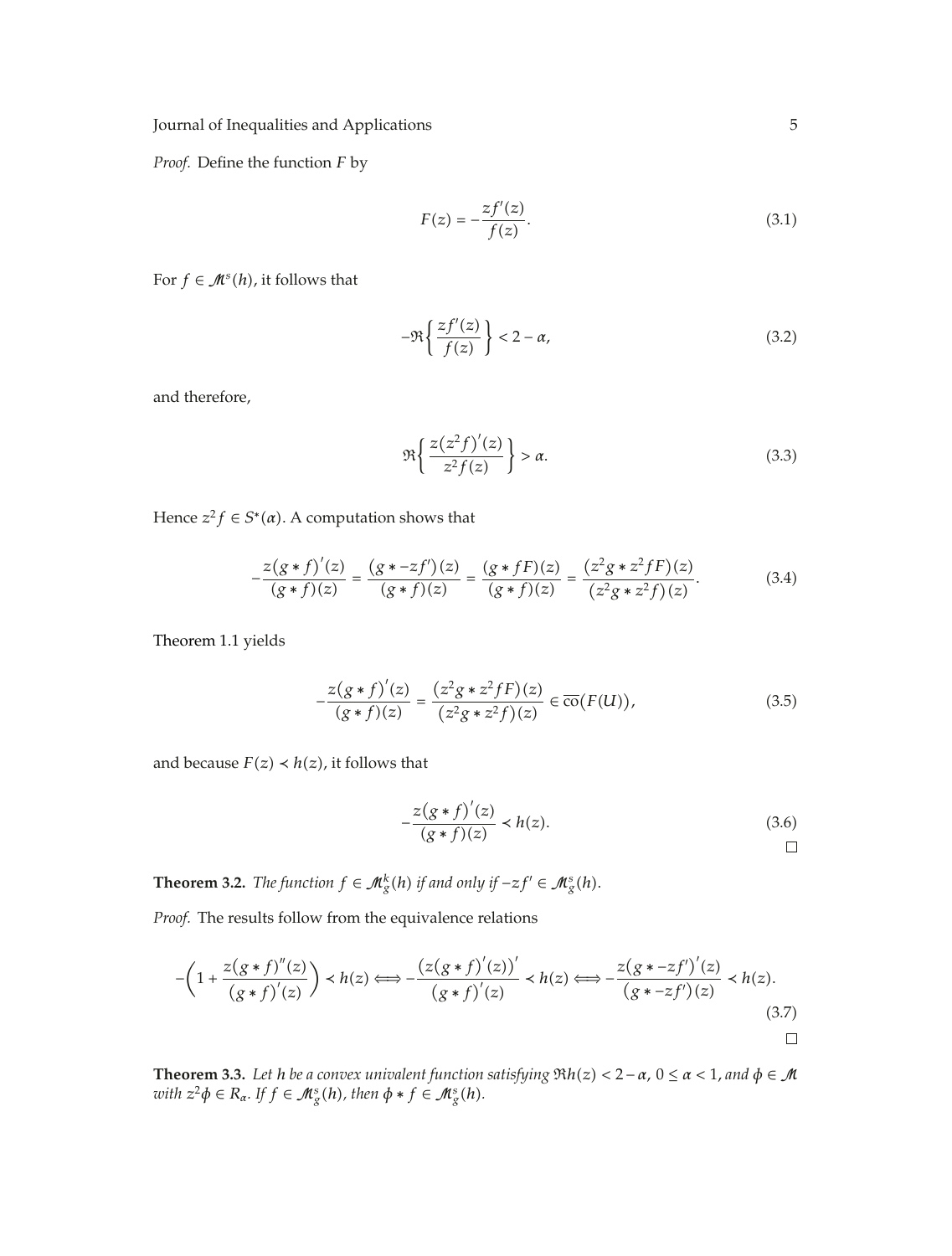*Proof.* Define the function $F$ by

$$F(z) = -\frac{zf'(z)}{f(z)}. \tag{3.1}$$

For $f \in \mathcal{M}^s(h)$, it follows that

$$-\Re\left\{\frac{zf'(z)}{f(z)}\right\} < 2 - \alpha, \tag{3.2}$$

and therefore,

$$\Re\left\{\frac{z(z^2 f)'(z)}{z^2 f(z)}\right\} > \alpha. \tag{3.3}$$

Hence $z^2 f \in S^*(\alpha)$. A computation shows that

$$-\frac{z(g * f)'(z)}{(g * f)(z)} = \frac{(g * -zf')(z)}{(g * f)(z)} = \frac{(g * fF)(z)}{(g * f)(z)} = \frac{(z^2 g * z^2 fF)(z)}{(z^2 g * z^2 f)(z)}. \tag{3.4}$$

Theorem 1.1 yields

$$-\frac{z(g * f)'(z)}{(g * f)(z)} = \frac{(z^2 g * z^2 fF)(z)}{(z^2 g * z^2 f)(z)} \in \overline{\text{co}}(F(U)), \tag{3.5}$$

and because $F(z) \prec h(z)$, it follows that

$$-\frac{z(g * f)'(z)}{(g * f)(z)} \prec h(z). \tag{3.6}$$

□

**Theorem 3.2.** *The function $f \in \mathcal{M}_g^k(h)$ if and only if $-zf' \in \mathcal{M}_g^s(h)$.*

*Proof.* The results follow from the equivalence relations

$$-\left(1 + \frac{z(g * f)''(z)}{(g * f)'(z)}\right) \prec h(z) \Longleftrightarrow -\frac{(z(g * f)'(z))'}{(g * f)'(z)} \prec h(z) \Longleftrightarrow -\frac{z(g * -zf')'(z)}{(g * -zf')(z)} \prec h(z). \tag{3.7}$$

□

**Theorem 3.3.** *Let $h$ be a convex univalent function satisfying $\Re h(z) < 2 - \alpha$, $0 \leq \alpha < 1$, and $\phi \in \mathcal{M}$ with $z^2\phi \in R_\alpha$. If $f \in \mathcal{M}_g^s(h)$, then $\phi * f \in \mathcal{M}_g^s(h)$.*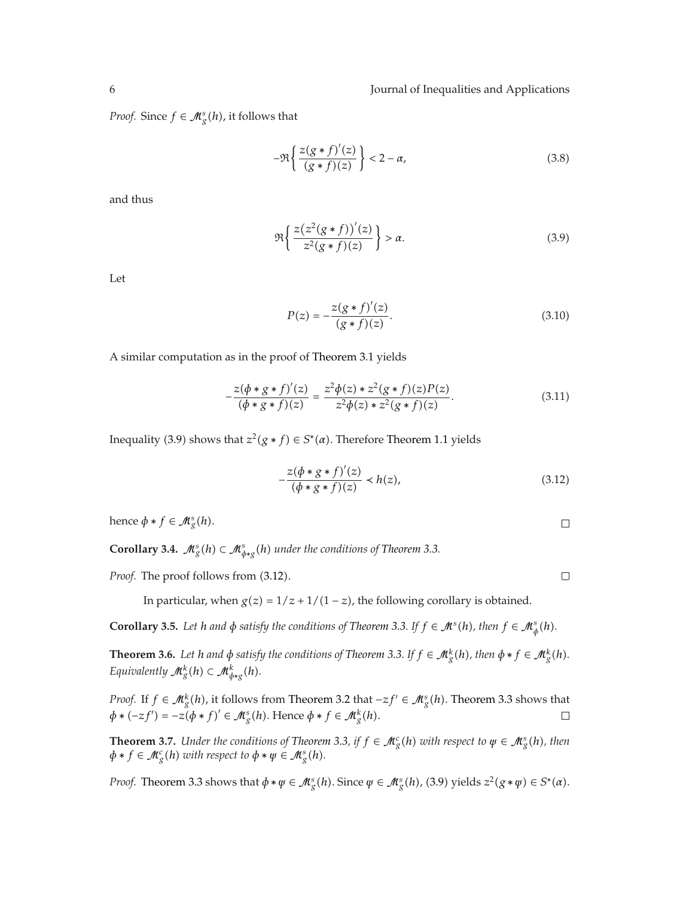*Proof.* Since $f \in \mathcal{M}_g^s(h)$, it follows that

$$-\Re\left\{\frac{z(g*f)'(z)}{(g*f)(z)}\right\} < 2-\alpha, \tag{3.8}$$

and thus

$$\Re\left\{\frac{z\left(z^2(g*f)\right)'(z)}{z^2(g*f)(z)}\right\} > \alpha. \tag{3.9}$$

Let

$$P(z) = -\frac{z(g*f)'(z)}{(g*f)(z)}. \tag{3.10}$$

A similar computation as in the proof of Theorem 3.1 yields

$$-\frac{z(\phi*g*f)'(z)}{(\phi*g*f)(z)} = \frac{z^2\phi(z)*z^2(g*f)(z)P(z)}{z^2\phi(z)*z^2(g*f)(z)}. \tag{3.11}$$

Inequality (3.9) shows that $z^2(g*f) \in S^*(\alpha)$. Therefore Theorem 1.1 yields

$$-\frac{z(\phi*g*f)'(z)}{(\phi*g*f)(z)} \prec h(z), \tag{3.12}$$

hence $\phi * f \in \mathcal{M}_g^s(h)$. $\square$

**Corollary 3.4.** *$\mathcal{M}_g^s(h) \subset \mathcal{M}_{\phi*g}^s(h)$ under the conditions of Theorem 3.3.*

*Proof.* The proof follows from (3.12). $\square$

In particular, when $g(z) = 1/z + 1/(1-z)$, the following corollary is obtained.

**Corollary 3.5.** *Let $h$ and $\phi$ satisfy the conditions of Theorem 3.3. If $f \in \mathcal{M}^s(h)$, then $f \in \mathcal{M}_\phi^s(h)$.*

**Theorem 3.6.** *Let $h$ and $\phi$ satisfy the conditions of Theorem 3.3. If $f \in \mathcal{M}_g^k(h)$, then $\phi * f \in \mathcal{M}_g^k(h)$. Equivalently $\mathcal{M}_g^k(h) \subset \mathcal{M}_{\phi*g}^k(h)$.*

*Proof.* If $f \in \mathcal{M}_g^k(h)$, it follows from Theorem 3.2 that $-zf' \in \mathcal{M}_g^s(h)$. Theorem 3.3 shows that $\phi * (-zf') = -z(\phi * f)' \in \mathcal{M}_g^s(h)$. Hence $\phi * f \in \mathcal{M}_g^k(h)$. $\square$

**Theorem 3.7.** *Under the conditions of Theorem 3.3, if $f \in \mathcal{M}_g^c(h)$ with respect to $\psi \in \mathcal{M}_g^s(h)$, then $\phi * f \in \mathcal{M}_g^c(h)$ with respect to $\phi * \psi \in \mathcal{M}_g^s(h)$.*

*Proof.* Theorem 3.3 shows that $\phi * \psi \in \mathcal{M}_g^s(h)$. Since $\psi \in \mathcal{M}_g^s(h)$, (3.9) yields $z^2(g*\psi) \in S^*(\alpha)$.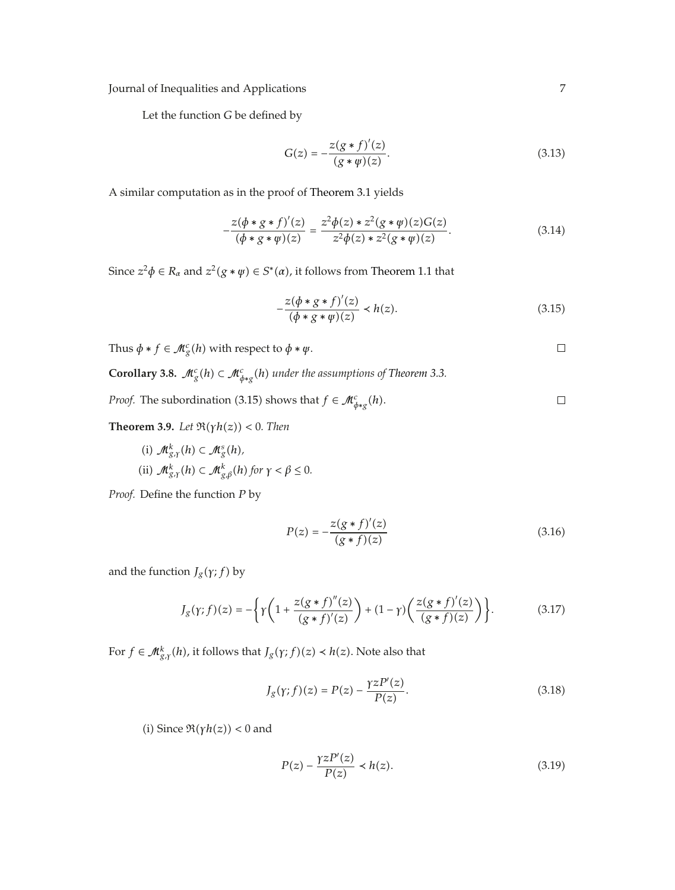Let the function $G$ be defined by

$$G(z) = -\frac{z(g * f)'(z)}{(g * \psi)(z)}. \tag{3.13}$$

A similar computation as in the proof of Theorem 3.1 yields

$$-\frac{z(\phi * g * f)'(z)}{(\phi * g * \psi)(z)} = \frac{z^2\phi(z) * z^2(g * \psi)(z)G(z)}{z^2\phi(z) * z^2(g * \psi)(z)}. \tag{3.14}$$

Since $z^2\phi \in R_\alpha$ and $z^2(g * \psi) \in S^*(\alpha)$, it follows from Theorem 1.1 that

$$-\frac{z(\phi * g * f)'(z)}{(\phi * g * \psi)(z)} \prec h(z). \tag{3.15}$$

Thus $\phi * f \in \mathcal{M}_g^c(h)$ with respect to $\phi * \psi$. □

**Corollary 3.8.** *$\mathcal{M}_g^c(h) \subset \mathcal{M}_{\phi * g}^c(h)$ under the assumptions of Theorem 3.3.*

*Proof.* The subordination (3.15) shows that $f \in \mathcal{M}_{\phi * g}^c(h)$. □

**Theorem 3.9.** *Let $\Re(\gamma h(z)) < 0$. Then*

(i) $\mathcal{M}_{g,\gamma}^k(h) \subset \mathcal{M}_g^s(h)$,

(ii) $\mathcal{M}_{g,\gamma}^k(h) \subset \mathcal{M}_{g,\beta}^k(h)$ *for $\gamma < \beta \leq 0$.*

*Proof.* Define the function $P$ by

$$P(z) = -\frac{z(g * f)'(z)}{(g * f)(z)} \tag{3.16}$$

and the function $J_g(\gamma; f)$ by

$$J_g(\gamma; f)(z) = -\left\{\gamma\left(1 + \frac{z(g * f)''(z)}{(g * f)'(z)}\right) + (1 - \gamma)\left(\frac{z(g * f)'(z)}{(g * f)(z)}\right)\right\}. \tag{3.17}$$

For $f \in \mathcal{M}_{g,\gamma}^k(h)$, it follows that $J_g(\gamma; f)(z) \prec h(z)$. Note also that

$$J_g(\gamma; f)(z) = P(z) - \frac{\gamma z P'(z)}{P(z)}. \tag{3.18}$$

(i) Since $\Re(\gamma h(z)) < 0$ and

$$P(z) - \frac{\gamma z P'(z)}{P(z)} \prec h(z). \tag{3.19}$$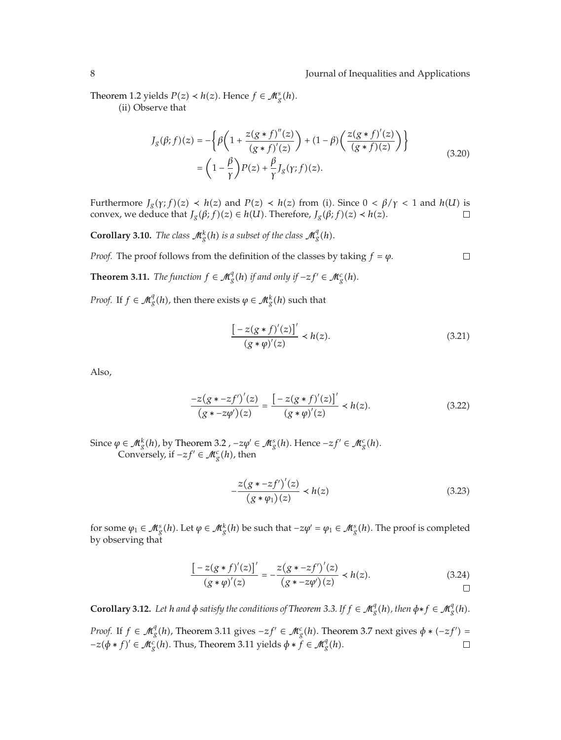Theorem 1.2 yields $P(z) \prec h(z)$. Hence $f \in \mathcal{M}_g^s(h)$.

(ii) Observe that

$$J_g(\beta; f)(z) = -\left\{\beta\left(1 + \frac{z(g*f)''(z)}{(g*f)'(z)}\right) + (1-\beta)\left(\frac{z(g*f)'(z)}{(g*f)(z)}\right)\right\}$$
$$= \left(1 - \frac{\beta}{\gamma}\right)P(z) + \frac{\beta}{\gamma}J_g(\gamma; f)(z). \tag{3.20}$$

Furthermore $J_g(\gamma; f)(z) \prec h(z)$ and $P(z) \prec h(z)$ from (i). Since $0 < \beta/\gamma < 1$ and $h(U)$ is convex, we deduce that $J_g(\beta; f)(z) \in h(U)$. Therefore, $J_g(\beta; f)(z) \prec h(z)$. □

**Corollary 3.10.** *The class $\mathcal{M}_g^k(h)$ is a subset of the class $\mathcal{M}_g^q(h)$.*

*Proof.* The proof follows from the definition of the classes by taking $f = \varphi$. □

**Theorem 3.11.** *The function $f \in \mathcal{M}_g^q(h)$ if and only if $-zf' \in \mathcal{M}_g^c(h)$.*

*Proof.* If $f \in \mathcal{M}_g^q(h)$, then there exists $\varphi \in \mathcal{M}_g^k(h)$ such that

$$\frac{\left[-z(g*f)'(z)\right]'}{(g*\varphi)'(z)} \prec h(z). \tag{3.21}$$

Also,

$$\frac{-z\left(g* -zf'\right)'(z)}{\left(g* -z\varphi'\right)(z)} = \frac{\left[-z(g*f)'(z)\right]'}{(g*\varphi)'(z)} \prec h(z). \tag{3.22}$$

Since $\varphi \in \mathcal{M}_g^k(h)$, by Theorem 3.2 , $-z\varphi' \in \mathcal{M}_g^s(h)$. Hence $-zf' \in \mathcal{M}_g^c(h)$.

Conversely, if $-zf' \in \mathcal{M}_g^c(h)$, then

$$-\frac{z\left(g* -zf'\right)'(z)}{\left(g*\varphi_1\right)(z)} \prec h(z) \tag{3.23}$$

for some $\varphi_1 \in \mathcal{M}_g^s(h)$. Let $\varphi \in \mathcal{M}_g^k(h)$ be such that $-z\varphi' = \varphi_1 \in \mathcal{M}_g^s(h)$. The proof is completed by observing that

$$\frac{\left[-z(g*f)'(z)\right]'}{(g*\varphi)'(z)} = -\frac{z\left(g* -zf'\right)'(z)}{\left(g* -z\varphi'\right)(z)} \prec h(z). \tag{3.24}$$

□

**Corollary 3.12.** *Let $h$ and $\phi$ satisfy the conditions of Theorem 3.3. If $f \in \mathcal{M}_g^q(h)$, then $\phi * f \in \mathcal{M}_g^q(h)$.*

*Proof.* If $f \in \mathcal{M}_g^q(h)$, Theorem 3.11 gives $-zf' \in \mathcal{M}_g^c(h)$. Theorem 3.7 next gives $\phi * (-zf') = -z(\phi * f)' \in \mathcal{M}_g^c(h)$. Thus, Theorem 3.11 yields $\phi * f \in \mathcal{M}_g^q(h)$. □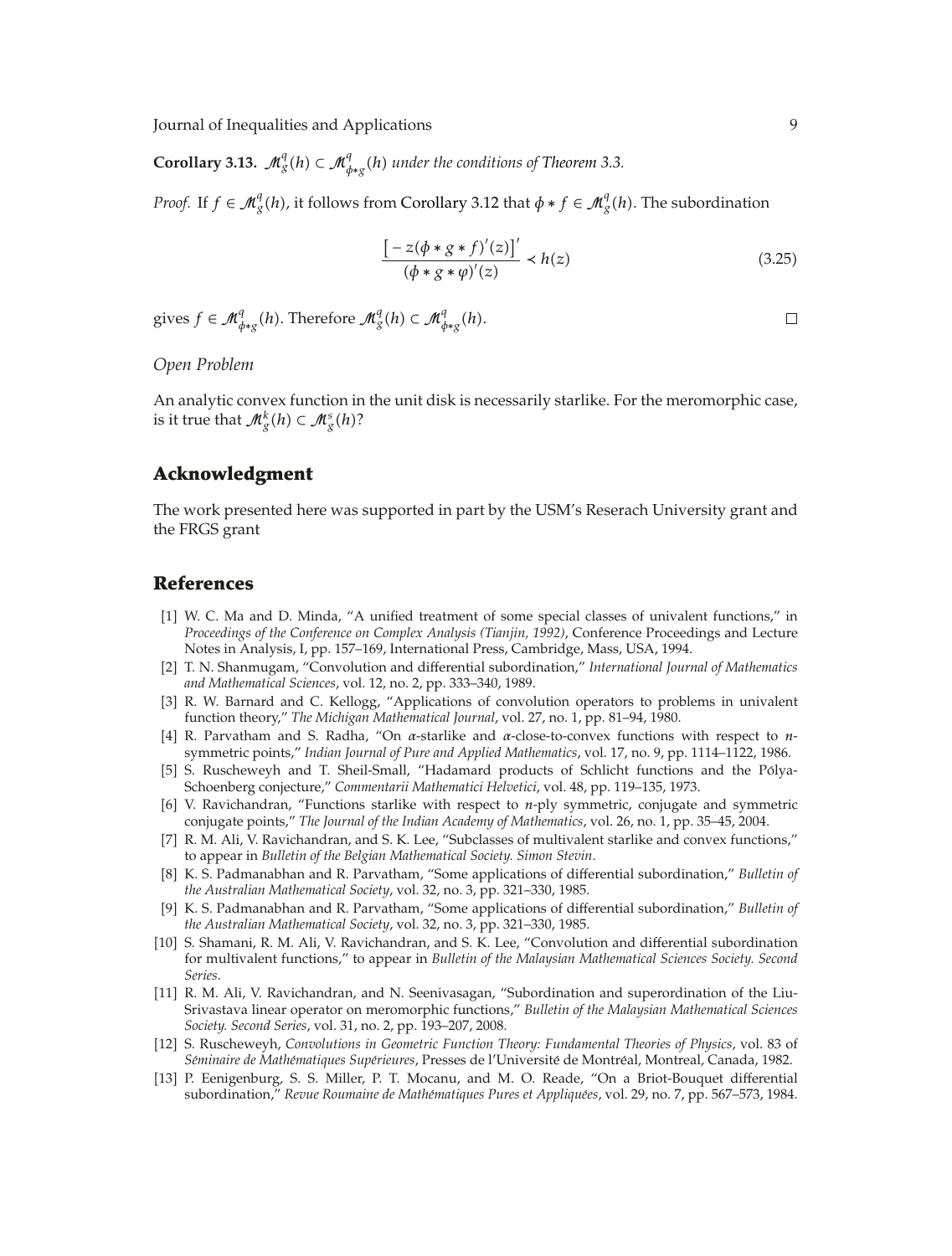**Corollary 3.13.** $\mathcal{M}_g^q(h) \subset \mathcal{M}_{\phi * g}^q(h)$ *under the conditions of Theorem 3.3.*

*Proof.* If $f \in \mathcal{M}_g^q(h)$, it follows from Corollary 3.12 that $\phi * f \in \mathcal{M}_g^q(h)$. The subordination

$$\frac{\left[-z(\phi * g * f)'(z)\right]'}{(\phi * g * \varphi)'(z)} \prec h(z) \tag{3.25}$$

gives $f \in \mathcal{M}_{\phi * g}^q(h)$. Therefore $\mathcal{M}_g^q(h) \subset \mathcal{M}_{\phi * g}^q(h)$. □

*Open Problem*

An analytic convex function in the unit disk is necessarily starlike. For the meromorphic case, is it true that $\mathcal{M}_g^k(h) \subset \mathcal{M}_g^s(h)$?

## Acknowledgment

The work presented here was supported in part by the USM's Reserach University grant and the FRGS grant

## References

[1] W. C. Ma and D. Minda, "A unified treatment of some special classes of univalent functions," in *Proceedings of the Conference on Complex Analysis (Tianjin, 1992)*, Conference Proceedings and Lecture Notes in Analysis, I, pp. 157–169, International Press, Cambridge, Mass, USA, 1994.

[2] T. N. Shanmugam, "Convolution and differential subordination," *International Journal of Mathematics and Mathematical Sciences*, vol. 12, no. 2, pp. 333–340, 1989.

[3] R. W. Barnard and C. Kellogg, "Applications of convolution operators to problems in univalent function theory," *The Michigan Mathematical Journal*, vol. 27, no. 1, pp. 81–94, 1980.

[4] R. Parvatham and S. Radha, "On $\alpha$-starlike and $\alpha$-close-to-convex functions with respect to $n$-symmetric points," *Indian Journal of Pure and Applied Mathematics*, vol. 17, no. 9, pp. 1114–1122, 1986.

[5] S. Ruscheweyh and T. Sheil-Small, "Hadamard products of Schlicht functions and the Pólya-Schoenberg conjecture," *Commentarii Mathematici Helvetici*, vol. 48, pp. 119–135, 1973.

[6] V. Ravichandran, "Functions starlike with respect to $n$-ply symmetric, conjugate and symmetric conjugate points," *The Journal of the Indian Academy of Mathematics*, vol. 26, no. 1, pp. 35–45, 2004.

[7] R. M. Ali, V. Ravichandran, and S. K. Lee, "Subclasses of multivalent starlike and convex functions," to appear in *Bulletin of the Belgian Mathematical Society. Simon Stevin*.

[8] K. S. Padmanabhan and R. Parvatham, "Some applications of differential subordination," *Bulletin of the Australian Mathematical Society*, vol. 32, no. 3, pp. 321–330, 1985.

[9] K. S. Padmanabhan and R. Parvatham, "Some applications of differential subordination," *Bulletin of the Australian Mathematical Society*, vol. 32, no. 3, pp. 321–330, 1985.

[10] S. Shamani, R. M. Ali, V. Ravichandran, and S. K. Lee, "Convolution and differential subordination for multivalent functions," to appear in *Bulletin of the Malaysian Mathematical Sciences Society. Second Series*.

[11] R. M. Ali, V. Ravichandran, and N. Seenivasagan, "Subordination and superordination of the Liu-Srivastava linear operator on meromorphic functions," *Bulletin of the Malaysian Mathematical Sciences Society. Second Series*, vol. 31, no. 2, pp. 193–207, 2008.

[12] S. Ruscheweyh, *Convolutions in Geometric Function Theory: Fundamental Theories of Physics*, vol. 83 of *Séminaire de Mathématiques Supérieures*, Presses de l'Université de Montréal, Montreal, Canada, 1982.

[13] P. Eenigenburg, S. S. Miller, P. T. Mocanu, and M. O. Reade, "On a Briot-Bouquet differential subordination," *Revue Roumaine de Mathématiques Pures et Appliquées*, vol. 29, no. 7, pp. 567–573, 1984.